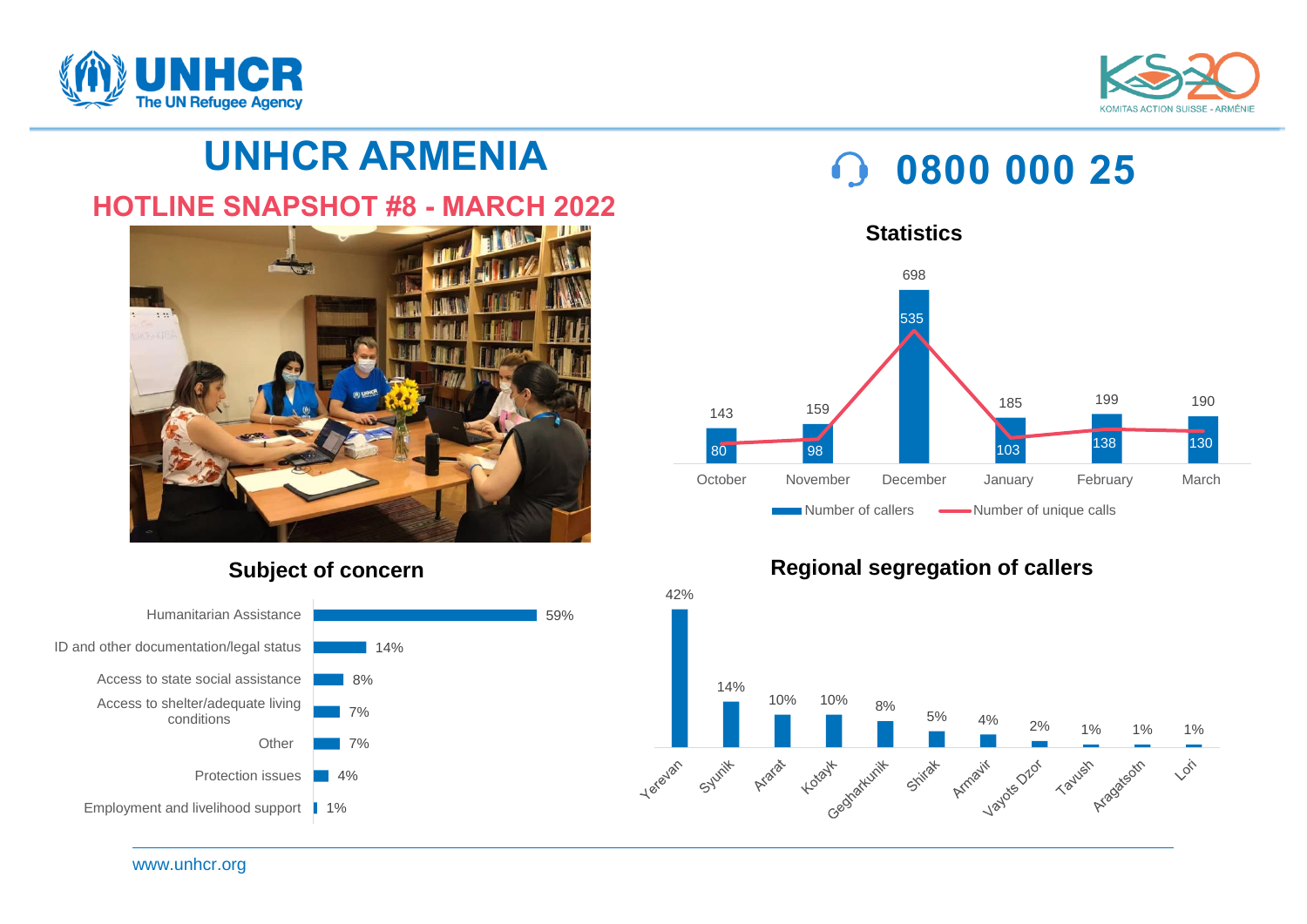# UNHCR ARMENIA

## HOTLINE SNAPSHOT #8 - MARCH 2022

**0800 000 25**

### Statistics

| Month | Number of callers | Number of unique calls |
|---|---|---|
| October | 143 | 80 |
| November | 159 | 98 |
| December | 698 | 535 |
| January | 185 | 103 |
| February | 199 | 138 |
| March | 190 | 130 |

### Subject of concern

| Subject | % |
|---|---|
| Humanitarian Assistance | 59% |
| ID and other documentation/legal status | 14% |
| Access to state social assistance | 8% |
| Access to shelter/adequate living conditions | 7% |
| Other | 7% |
| Protection issues | 4% |
| Employment and livelihood support | 1% |

### Regional segregation of callers

| Region | % |
|---|---|
| Yerevan | 42% |
| Syunik | 14% |
| Ararat | 10% |
| Kotayk | 10% |
| Gegharkunik | 8% |
| Shirak | 5% |
| Armavir | 4% |
| Vayots Dzor | 2% |
| Tavush | 1% |
| Aragatsotn | 1% |
| Lori | 1% |

www.unhcr.org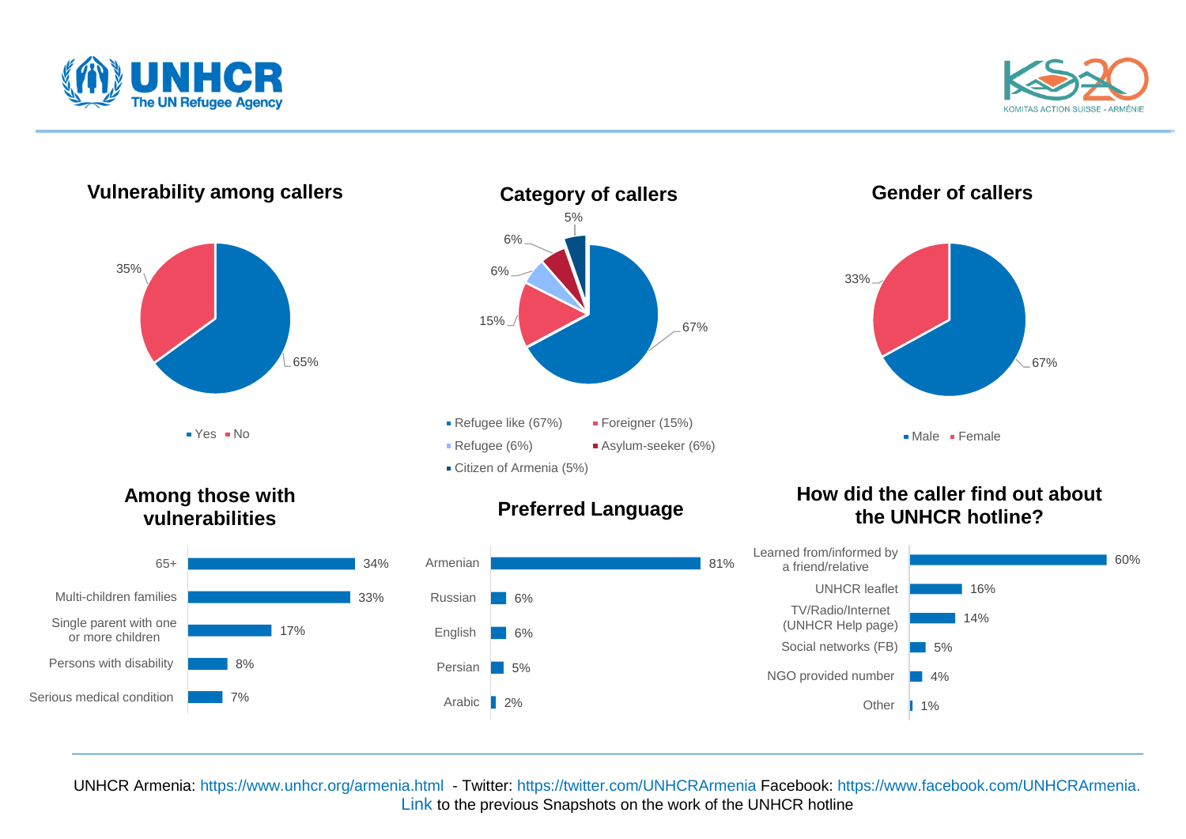UNHCR The UN Refugee Agency

KOMITAS ACTION SUISSE - ARMÉNIE

## Vulnerability among callers

35%
65%

Yes No

## Category of callers

5%
6%
6%
15%
67%

Refugee like (67%)
Foreigner (15%)
Refugee (6%)
Asylum-seeker (6%)
Citizen of Armenia (5%)

## Gender of callers

33%
67%

Male Female

## Among those with vulnerabilities

65+ 34%
Multi-children families 33%
Single parent with one or more children 17%
Persons with disability 8%
Serious medical condition 7%

## Preferred Language

Armenian 81%
Russian 6%
English 6%
Persian 5%
Arabic 2%

## How did the caller find out about the UNHCR hotline?

Learned from/informed by a friend/relative 60%
UNHCR leaflet 16%
TV/Radio/Internet (UNHCR Help page) 14%
Social networks (FB) 5%
NGO provided number 4%
Other 1%

---

UNHCR Armenia: https://www.unhcr.org/armenia.html - Twitter: https://twitter.com/UNHCRArmenia Facebook: https://www.facebook.com/UNHCRArmenia.
Link to the previous Snapshots on the work of the UNHCR hotline